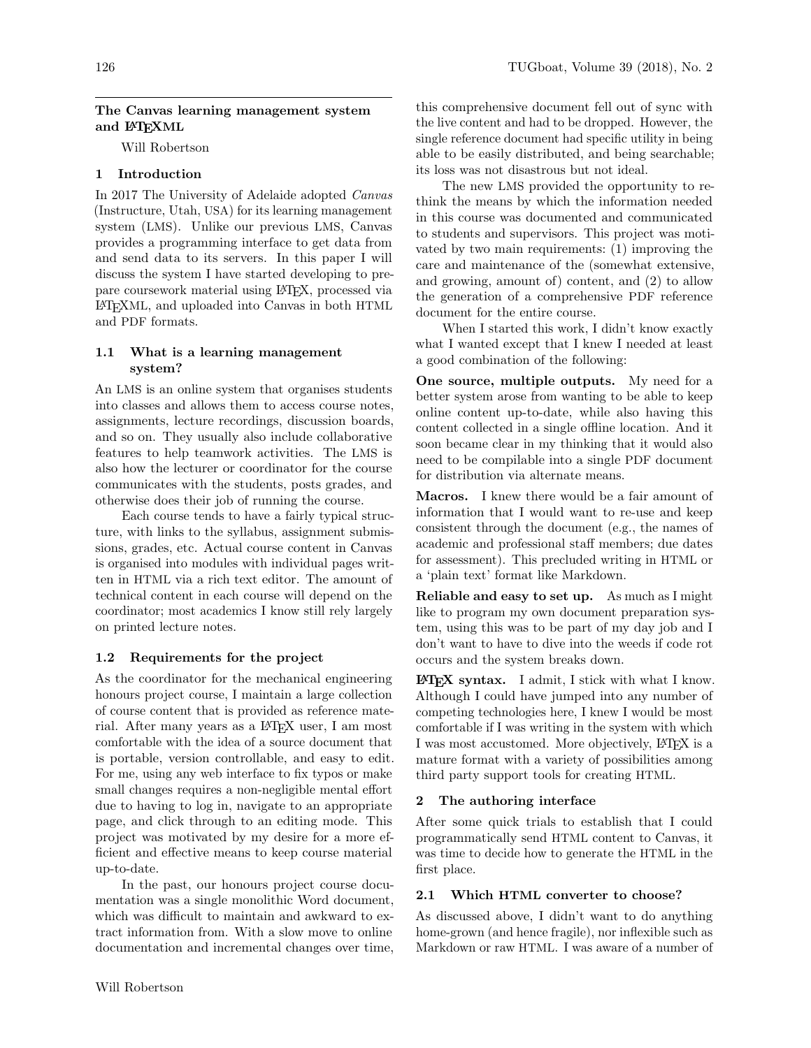# The Canvas learning management system and LaTeXML

Will Robertson

## 1 Introduction

In 2017 The University of Adelaide adopted *Canvas* (Instructure, Utah, USA) for its learning management system (LMS). Unlike our previous LMS, Canvas provides a programming interface to get data from and send data to its servers. In this paper I will discuss the system I have started developing to prepare coursework material using LaTeX, processed via LaTeXML, and uploaded into Canvas in both HTML and PDF formats.

### 1.1 What is a learning management system?

An LMS is an online system that organises students into classes and allows them to access course notes, assignments, lecture recordings, discussion boards, and so on. They usually also include collaborative features to help teamwork activities. The LMS is also how the lecturer or coordinator for the course communicates with the students, posts grades, and otherwise does their job of running the course.

Each course tends to have a fairly typical structure, with links to the syllabus, assignment submissions, grades, etc. Actual course content in Canvas is organised into modules with individual pages written in HTML via a rich text editor. The amount of technical content in each course will depend on the coordinator; most academics I know still rely largely on printed lecture notes.

### 1.2 Requirements for the project

As the coordinator for the mechanical engineering honours project course, I maintain a large collection of course content that is provided as reference material. After many years as a LaTeX user, I am most comfortable with the idea of a source document that is portable, version controllable, and easy to edit. For me, using any web interface to fix typos or make small changes requires a non-negligible mental effort due to having to log in, navigate to an appropriate page, and click through to an editing mode. This project was motivated by my desire for a more efficient and effective means to keep course material up-to-date.

In the past, our honours project course documentation was a single monolithic Word document, which was difficult to maintain and awkward to extract information from. With a slow move to online documentation and incremental changes over time, this comprehensive document fell out of sync with the live content and had to be dropped. However, the single reference document had specific utility in being able to be easily distributed, and being searchable; its loss was not disastrous but not ideal.

The new LMS provided the opportunity to rethink the means by which the information needed in this course was documented and communicated to students and supervisors. This project was motivated by two main requirements: (1) improving the care and maintenance of the (somewhat extensive, and growing, amount of) content, and (2) to allow the generation of a comprehensive PDF reference document for the entire course.

When I started this work, I didn't know exactly what I wanted except that I knew I needed at least a good combination of the following:

**One source, multiple outputs.** My need for a better system arose from wanting to be able to keep online content up-to-date, while also having this content collected in a single offline location. And it soon became clear in my thinking that it would also need to be compilable into a single PDF document for distribution via alternate means.

**Macros.** I knew there would be a fair amount of information that I would want to re-use and keep consistent through the document (e.g., the names of academic and professional staff members; due dates for assessment). This precluded writing in HTML or a 'plain text' format like Markdown.

**Reliable and easy to set up.** As much as I might like to program my own document preparation system, using this was to be part of my day job and I don't want to have to dive into the weeds if code rot occurs and the system breaks down.

**LaTeX syntax.** I admit, I stick with what I know. Although I could have jumped into any number of competing technologies here, I knew I would be most comfortable if I was writing in the system with which I was most accustomed. More objectively, LaTeX is a mature format with a variety of possibilities among third party support tools for creating HTML.

## 2 The authoring interface

After some quick trials to establish that I could programmatically send HTML content to Canvas, it was time to decide how to generate the HTML in the first place.

### 2.1 Which HTML converter to choose?

As discussed above, I didn't want to do anything home-grown (and hence fragile), nor inflexible such as Markdown or raw HTML. I was aware of a number of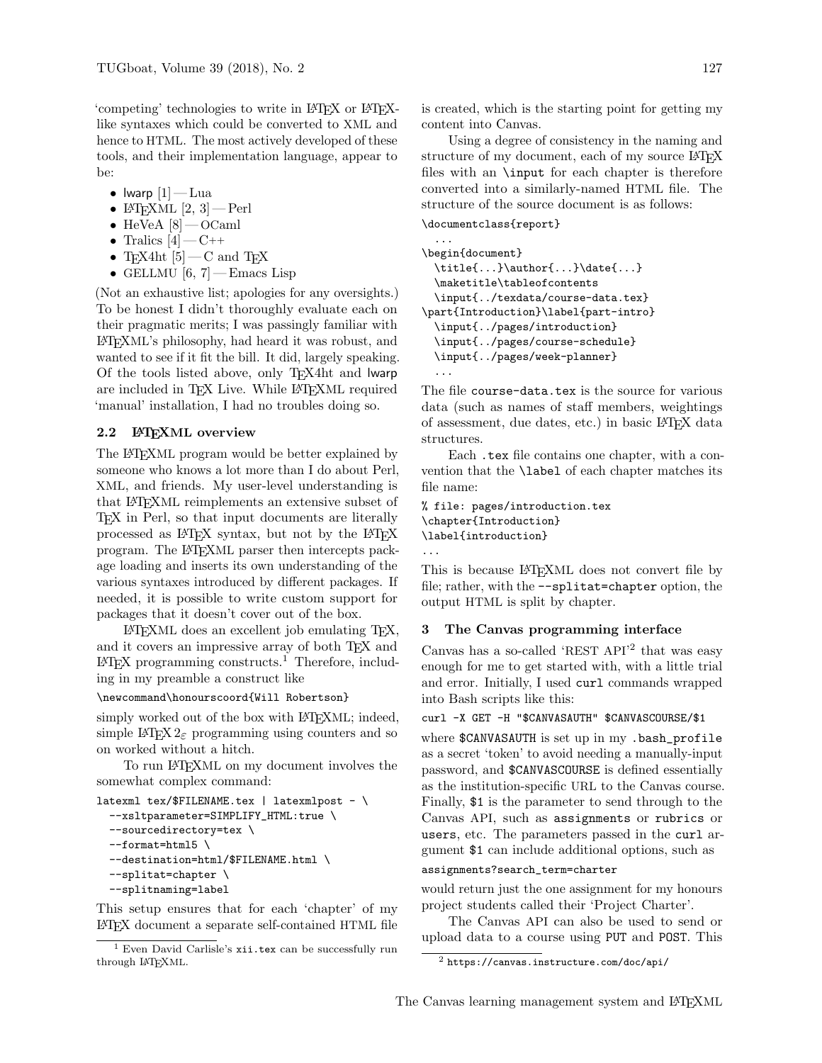'competing' technologies to write in LaTeX or LaTeX-like syntaxes which could be converted to XML and hence to HTML. The most actively developed of these tools, and their implementation language, appear to be:

- lwarp [1] — Lua
- LaTeXML [2, 3] — Perl
- HeVeA [8] — OCaml
- Tralics [4] — C++
- TeX4ht [5] — C and TeX
- GELLMU [6, 7] — Emacs Lisp

(Not an exhaustive list; apologies for any oversights.) To be honest I didn't thoroughly evaluate each on their pragmatic merits; I was passingly familiar with LaTeXML's philosophy, had heard it was robust, and wanted to see if it fit the bill. It did, largely speaking. Of the tools listed above, only TeX4ht and lwarp are included in TeX Live. While LaTeXML required 'manual' installation, I had no troubles doing so.

### 2.2 LaTeXML overview

The LaTeXML program would be better explained by someone who knows a lot more than I do about Perl, XML, and friends. My user-level understanding is that LaTeXML reimplements an extensive subset of TeX in Perl, so that input documents are literally processed as LaTeX syntax, but not by the LaTeX program. The LaTeXML parser then intercepts package loading and inserts its own understanding of the various syntaxes introduced by different packages. If needed, it is possible to write custom support for packages that it doesn't cover out of the box.

LaTeXML does an excellent job emulating TeX, and it covers an impressive array of both TeX and LaTeX programming constructs.[1] Therefore, including in my preamble a construct like

```
\newcommand\honourscoord{Will Robertson}
```

simply worked out of the box with LaTeXML; indeed, simple LaTeX $2_\varepsilon$ programming using counters and so on worked without a hitch.

To run LaTeXML on my document involves the somewhat complex command:

```
latexml tex/$FILENAME.tex | latexmlpost - \
  --xsltparameter=SIMPLIFY_HTML:true \
  --sourcedirectory=tex \
  --format=html5 \
  --destination=html/$FILENAME.html \
  --splitat=chapter \
  --splitnaming=label
```

This setup ensures that for each 'chapter' of my LaTeX document a separate self-contained HTML file is created, which is the starting point for getting my content into Canvas.

Using a degree of consistency in the naming and structure of my document, each of my source LaTeX files with an `\input` for each chapter is therefore converted into a similarly-named HTML file. The structure of the source document is as follows:

```
\documentclass{report}
  ...
\begin{document}
  \title{...}\author{...}\date{...}
  \maketitle\tableofcontents
  \input{../texdata/course-data.tex}
\part{Introduction}\label{part-intro}
  \input{../pages/introduction}
  \input{../pages/course-schedule}
  \input{../pages/week-planner}
  ...
```

The file `course-data.tex` is the source for various data (such as names of staff members, weightings of assessment, due dates, etc.) in basic LaTeX data structures.

Each `.tex` file contains one chapter, with a convention that the `\label` of each chapter matches its file name:

```
% file: pages/introduction.tex
\chapter{Introduction}
\label{introduction}
...
```

This is because LaTeXML does not convert file by file; rather, with the `--splitat=chapter` option, the output HTML is split by chapter.

## 3 The Canvas programming interface

Canvas has a so-called 'REST API'[2] that was easy enough for me to get started with, with a little trial and error. Initially, I used `curl` commands wrapped into Bash scripts like this:

```
curl -X GET -H "$CANVASAUTH" $CANVASCOURSE/$1
```

where `$CANVASAUTH` is set up in my `.bash_profile` as a secret 'token' to avoid needing a manually-input password, and `$CANVASCOURSE` is defined essentially as the institution-specific URL to the Canvas course. Finally, `$1` is the parameter to send through to the Canvas API, such as `assignments` or `rubrics` or `users`, etc. The parameters passed in the `curl` argument `$1` can include additional options, such as

```
assignments?search_term=charter
```

would return just the one assignment for my honours project students called their 'Project Charter'.

The Canvas API can also be used to send or upload data to a course using `PUT` and `POST`. This

---

[1] Even David Carlisle's `xii.tex` can be successfully run through LaTeXML.

[2] `https://canvas.instructure.com/doc/api/`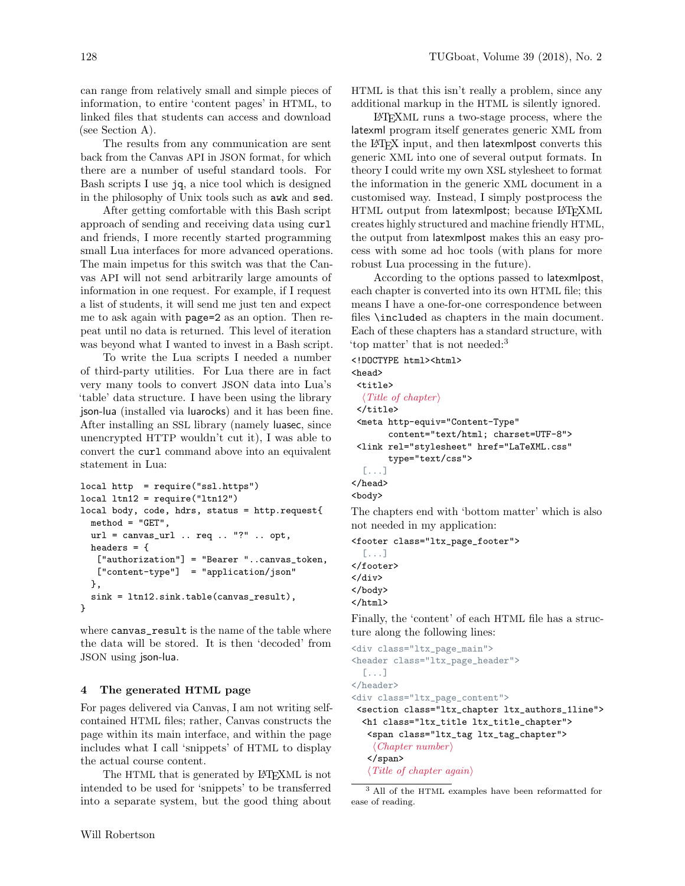can range from relatively small and simple pieces of information, to entire 'content pages' in HTML, to linked files that students can access and download (see Section A).

The results from any communication are sent back from the Canvas API in JSON format, for which there are a number of useful standard tools. For Bash scripts I use `jq`, a nice tool which is designed in the philosophy of Unix tools such as `awk` and `sed`.

After getting comfortable with this Bash script approach of sending and receiving data using `curl` and friends, I more recently started programming small Lua interfaces for more advanced operations. The main impetus for this switch was that the Canvas API will not send arbitrarily large amounts of information in one request. For example, if I request a list of students, it will send me just ten and expect me to ask again with `page=2` as an option. Then repeat until no data is returned. This level of iteration was beyond what I wanted to invest in a Bash script.

To write the Lua scripts I needed a number of third-party utilities. For Lua there are in fact very many tools to convert JSON data into Lua's 'table' data structure. I have been using the library json-lua (installed via luarocks) and it has been fine. After installing an SSL library (namely luasec, since unencrypted HTTP wouldn't cut it), I was able to convert the `curl` command above into an equivalent statement in Lua:

```
local http  = require("ssl.https")
local ltn12 = require("ltn12")
local body, code, hdrs, status = http.request{
  method = "GET",
  url = canvas_url .. req .. "?" .. opt,
  headers = {
   ["authorization"] = "Bearer "..canvas_token,
   ["content-type"]  = "application/json"
  },
  sink = ltn12.sink.table(canvas_result),
}
```

where `canvas_result` is the name of the table where the data will be stored. It is then 'decoded' from JSON using json-lua.

## 4 The generated HTML page

For pages delivered via Canvas, I am not writing self-contained HTML files; rather, Canvas constructs the page within its main interface, and within the page includes what I call 'snippets' of HTML to display the actual course content.

The HTML that is generated by LaTeXML is not intended to be used for 'snippets' to be transferred into a separate system, but the good thing about HTML is that this isn't really a problem, since any additional markup in the HTML is silently ignored.

LaTeXML runs a two-stage process, where the latexml program itself generates generic XML from the LaTeX input, and then latexmlpost converts this generic XML into one of several output formats. In theory I could write my own XSL stylesheet to format the information in the generic XML document in a customised way. Instead, I simply postprocess the HTML output from latexmlpost; because LaTeXML creates highly structured and machine friendly HTML, the output from latexmlpost makes this an easy process with some ad hoc tools (with plans for more robust Lua processing in the future).

According to the options passed to latexmlpost, each chapter is converted into its own HTML file; this means I have a one-for-one correspondence between files `\include`d as chapters in the main document. Each of these chapters has a standard structure, with 'top matter' that is not needed:[3]

```
<!DOCTYPE html><html>
<head>
 <title>
  ⟨Title of chapter⟩
 </title>
 <meta http-equiv="Content-Type"
       content="text/html; charset=UTF-8">
 <link rel="stylesheet" href="LaTeXML.css"
       type="text/css">
  [...]
</head>
<body>
```

The chapters end with 'bottom matter' which is also not needed in my application:

```
<footer class="ltx_page_footer">
  [...]
</footer>
</div>
</body>
</html>
```

Finally, the 'content' of each HTML file has a structure along the following lines:

```
<div class="ltx_page_main">
<header class="ltx_page_header">
  [...]
</header>
<div class="ltx_page_content">
 <section class="ltx_chapter ltx_authors_1line">
  <h1 class="ltx_title ltx_title_chapter">
   <span class="ltx_tag ltx_tag_chapter">
    ⟨Chapter number⟩
   </span>
   ⟨Title of chapter again⟩
```

[3] All of the HTML examples have been reformatted for ease of reading.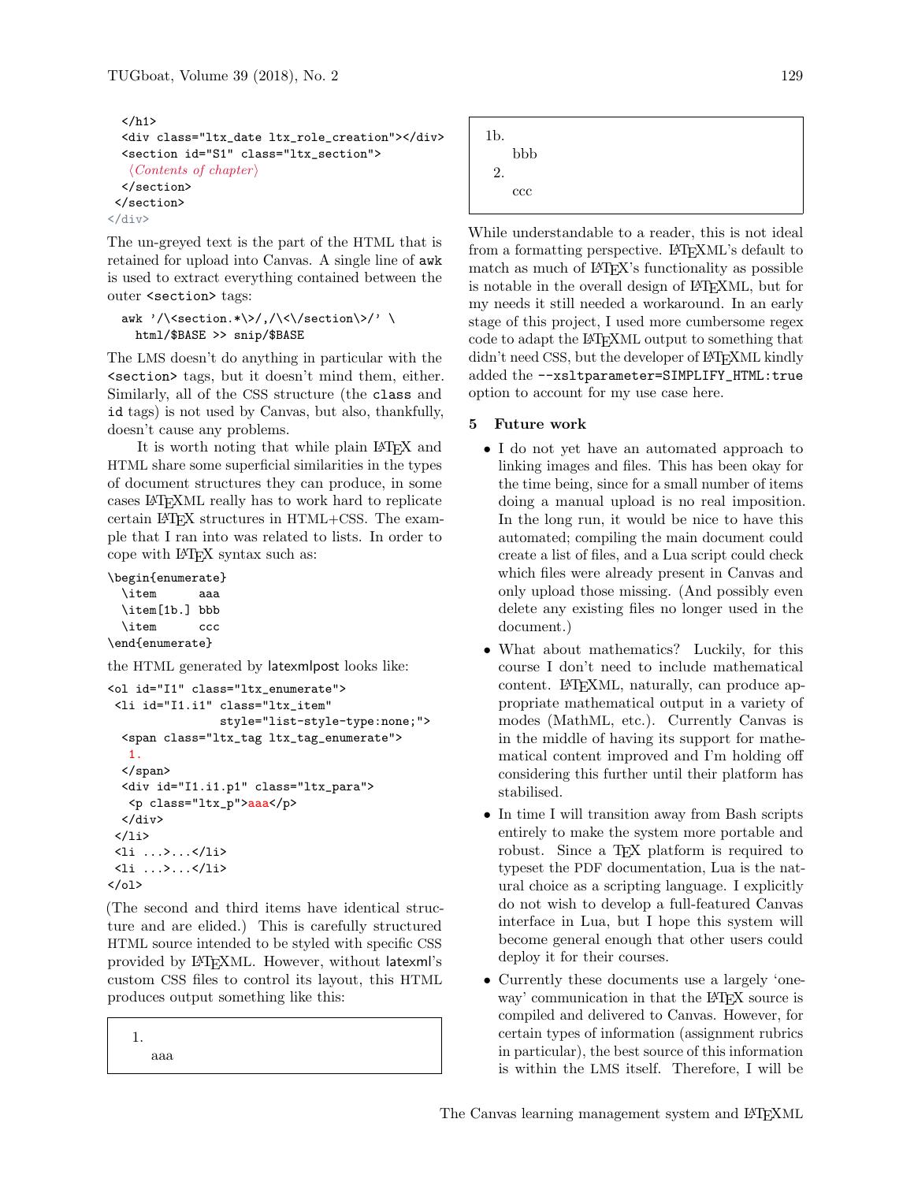```
  </h1>
  <div class="ltx_date ltx_role_creation"></div>
  <section id="S1" class="ltx_section">
   ⟨Contents of chapter⟩
  </section>
 </section>
</div>
```

The un-greyed text is the part of the HTML that is retained for upload into Canvas. A single line of `awk` is used to extract everything contained between the outer `<section>` tags:

```
awk '/\<section.*\>/,/\<\/section\>/' \
  html/$BASE >> snip/$BASE
```

The LMS doesn't do anything in particular with the `<section>` tags, but it doesn't mind them, either. Similarly, all of the CSS structure (the `class` and `id` tags) is not used by Canvas, but also, thankfully, doesn't cause any problems.

It is worth noting that while plain LaTeX and HTML share some superficial similarities in the types of document structures they can produce, in some cases LaTeXML really has to work hard to replicate certain LaTeX structures in HTML+CSS. The example that I ran into was related to lists. In order to cope with LaTeX syntax such as:

```
\begin{enumerate}
  \item      aaa
  \item[1b.] bbb
  \item      ccc
\end{enumerate}
```

the HTML generated by latexmlpost looks like:

```
<ol id="I1" class="ltx_enumerate">
 <li id="I1.i1" class="ltx_item"
               style="list-style-type:none;">
  <span class="ltx_tag ltx_tag_enumerate">
   1.
  </span>
  <div id="I1.i1.p1" class="ltx_para">
   <p class="ltx_p">aaa</p>
  </div>
 </li>
 <li ...>...</li>
 <li ...>...</li>
</ol>
```

(The second and third items have identical structure and are elided.) This is carefully structured HTML source intended to be styled with specific CSS provided by LaTeXML. However, without latexml's custom CSS files to control its layout, this HTML produces output something like this:

```
1.
  aaa
1b.
  bbb
2.
  ccc
```

While understandable to a reader, this is not ideal from a formatting perspective. LaTeXML's default to match as much of LaTeX's functionality as possible is notable in the overall design of LaTeXML, but for my needs it still needed a workaround. In an early stage of this project, I used more cumbersome regex code to adapt the LaTeXML output to something that didn't need CSS, but the developer of LaTeXML kindly added the `--xsltparameter=SIMPLIFY_HTML:true` option to account for my use case here.

## 5 Future work

- I do not yet have an automated approach to linking images and files. This has been okay for the time being, since for a small number of items doing a manual upload is no real imposition. In the long run, it would be nice to have this automated; compiling the main document could create a list of files, and a Lua script could check which files were already present in Canvas and only upload those missing. (And possibly even delete any existing files no longer used in the document.)
- What about mathematics? Luckily, for this course I don't need to include mathematical content. LaTeXML, naturally, can produce appropriate mathematical output in a variety of modes (MathML, etc.). Currently Canvas is in the middle of having its support for mathematical content improved and I'm holding off considering this further until their platform has stabilised.
- In time I will transition away from Bash scripts entirely to make the system more portable and robust. Since a TeX platform is required to typeset the PDF documentation, Lua is the natural choice as a scripting language. I explicitly do not wish to develop a full-featured Canvas interface in Lua, but I hope this system will become general enough that other users could deploy it for their courses.
- Currently these documents use a largely 'one-way' communication in that the LaTeX source is compiled and delivered to Canvas. However, for certain types of information (assignment rubrics in particular), the best source of this information is within the LMS itself. Therefore, I will be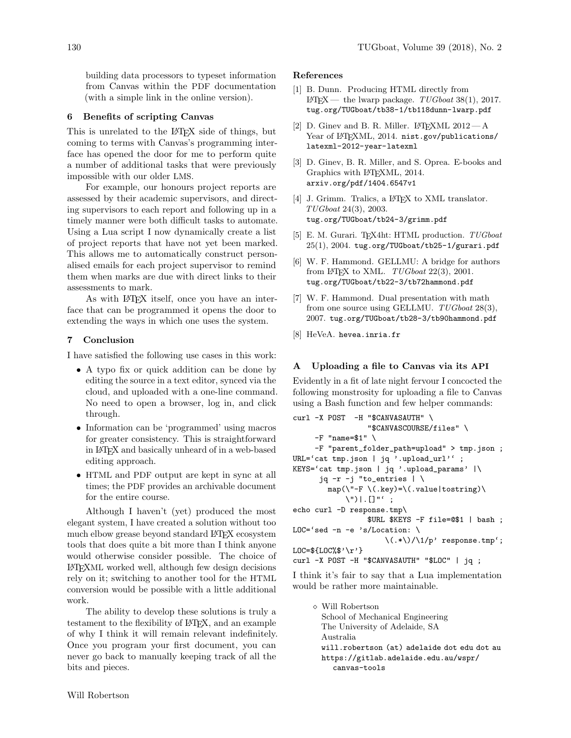building data processors to typeset information from Canvas within the PDF documentation (with a simple link in the online version).

## 6 Benefits of scripting Canvas

This is unrelated to the LaTeX side of things, but coming to terms with Canvas's programming interface has opened the door for me to perform quite a number of additional tasks that were previously impossible with our older LMS.

For example, our honours project reports are assessed by their academic supervisors, and directing supervisors to each report and following up in a timely manner were both difficult tasks to automate. Using a Lua script I now dynamically create a list of project reports that have not yet been marked. This allows me to automatically construct personalised emails for each project supervisor to remind them when marks are due with direct links to their assessments to mark.

As with LaTeX itself, once you have an interface that can be programmed it opens the door to extending the ways in which one uses the system.

## 7 Conclusion

I have satisfied the following use cases in this work:

- A typo fix or quick addition can be done by editing the source in a text editor, synced via the cloud, and uploaded with a one-line command. No need to open a browser, log in, and click through.
- Information can be 'programmed' using macros for greater consistency. This is straightforward in LaTeX and basically unheard of in a web-based editing approach.
- HTML and PDF output are kept in sync at all times; the PDF provides an archivable document for the entire course.

Although I haven't (yet) produced the most elegant system, I have created a solution without too much elbow grease beyond standard LaTeX ecosystem tools that does quite a bit more than I think anyone would otherwise consider possible. The choice of LaTeXML worked well, although few design decisions rely on it; switching to another tool for the HTML conversion would be possible with a little additional work.

The ability to develop these solutions is truly a testament to the flexibility of LaTeX, and an example of why I think it will remain relevant indefinitely. Once you program your first document, you can never go back to manually keeping track of all the bits and pieces.

## References

[1] B. Dunn. Producing HTML directly from LaTeX — the lwarp package. *TUGboat* 38(1), 2017. tug.org/TUGboat/tb38-1/tb118dunn-lwarp.pdf

[2] D. Ginev and B. R. Miller. LaTeXML 2012 — A Year of LaTeXML, 2014. nist.gov/publications/latexml-2012-year-latexml

[3] D. Ginev, B. R. Miller, and S. Oprea. E-books and Graphics with LaTeXML, 2014. arxiv.org/pdf/1404.6547v1

[4] J. Grimm. Tralics, a LaTeX to XML translator. *TUGboat* 24(3), 2003. tug.org/TUGboat/tb24-3/grimm.pdf

[5] E. M. Gurari. TeX4ht: HTML production. *TUGboat* 25(1), 2004. tug.org/TUGboat/tb25-1/gurari.pdf

[6] W. F. Hammond. GELLMU: A bridge for authors from LaTeX to XML. *TUGboat* 22(3), 2001. tug.org/TUGboat/tb22-3/tb72hammond.pdf

[7] W. F. Hammond. Dual presentation with math from one source using GELLMU. *TUGboat* 28(3), 2007. tug.org/TUGboat/tb28-3/tb90hammond.pdf

[8] HeVeA. hevea.inria.fr

## A Uploading a file to Canvas via its API

Evidently in a fit of late night fervour I concocted the following monstrosity for uploading a file to Canvas using a Bash function and few helper commands:

```
curl -X POST  -H "$CANVASAUTH" \
                "$CANVASCOURSE/files" \
     -F "name=$1" \
     -F "parent_folder_path=upload" > tmp.json ;
URL=`cat tmp.json | jq '.upload_url'` ;
KEYS=`cat tmp.json | jq '.upload_params' |\
      jq -r -j "to_entries | \
        map(\"-F \(.key)=\(.value|tostring)\
            \")|.[]"` ;
echo curl -D response.tmp\
               $URL $KEYS -F file=@$1 | bash ;
LOC=`sed -n -e 's/Location: \
                  \(.*\)/\1/p' response.tmp`;
LOC=${LOC%$'\r'}
curl -X POST -H "$CANVASAUTH" "$LOC" | jq ;
```

I think it's fair to say that a Lua implementation would be rather more maintainable.

◇ Will Robertson
School of Mechanical Engineering
The University of Adelaide, SA
Australia
will.robertson (at) adelaide dot edu dot au
https://gitlab.adelaide.edu.au/wspr/canvas-tools